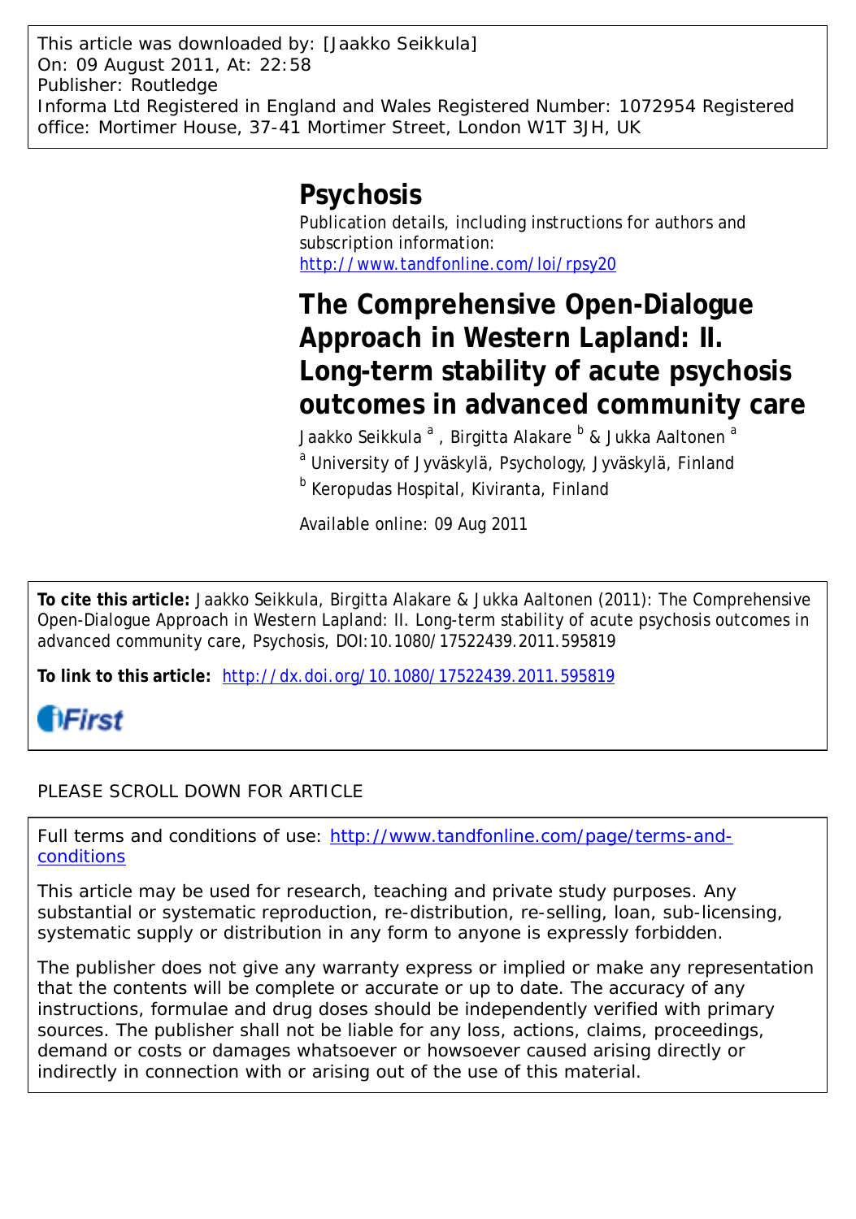This article was downloaded by: [Jaakko Seikkula]
On: 09 August 2011, At: 22:58
Publisher: Routledge
Informa Ltd Registered in England and Wales Registered Number: 1072954 Registered office: Mortimer House, 37-41 Mortimer Street, London W1T 3JH, UK

# Psychosis

Publication details, including instructions for authors and subscription information:
http://www.tandfonline.com/loi/rpsy20

## The Comprehensive Open-Dialogue Approach in Western Lapland: II. Long-term stability of acute psychosis outcomes in advanced community care

Jaakko Seikkula [a] , Birgitta Alakare [b] & Jukka Aaltonen [a]

[a] University of Jyväskylä, Psychology, Jyväskylä, Finland

[b] Keropudas Hospital, Kiviranta, Finland

Available online: 09 Aug 2011

**To cite this article:** Jaakko Seikkula, Birgitta Alakare & Jukka Aaltonen (2011): The Comprehensive Open-Dialogue Approach in Western Lapland: II. Long-term stability of acute psychosis outcomes in advanced community care, Psychosis, DOI:10.1080/17522439.2011.595819

**To link to this article:** http://dx.doi.org/10.1080/17522439.2011.595819

PLEASE SCROLL DOWN FOR ARTICLE

Full terms and conditions of use: http://www.tandfonline.com/page/terms-and-conditions

This article may be used for research, teaching and private study purposes. Any substantial or systematic reproduction, re-distribution, re-selling, loan, sub-licensing, systematic supply or distribution in any form to anyone is expressly forbidden.

The publisher does not give any warranty express or implied or make any representation that the contents will be complete or accurate or up to date. The accuracy of any instructions, formulae and drug doses should be independently verified with primary sources. The publisher shall not be liable for any loss, actions, claims, proceedings, demand or costs or damages whatsoever or howsoever caused arising directly or indirectly in connection with or arising out of the use of this material.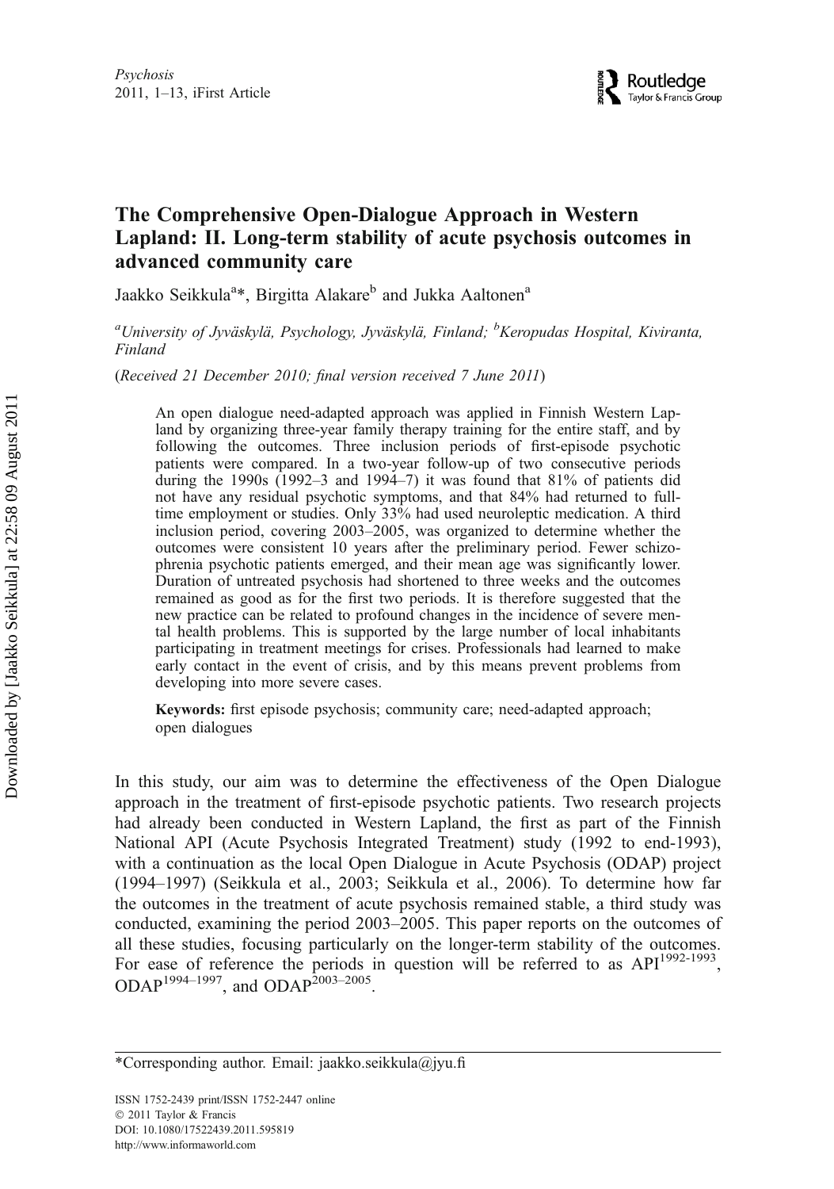# The Comprehensive Open-Dialogue Approach in Western Lapland: II. Long-term stability of acute psychosis outcomes in advanced community care

Jaakko Seikkula[a]*, Birgitta Alakare[b] and Jukka Aaltonen[a]

[a]*University of Jyväskylä, Psychology, Jyväskylä, Finland;* [b]*Keropudas Hospital, Kiviranta, Finland*

(*Received 21 December 2010; final version received 7 June 2011*)

> An open dialogue need-adapted approach was applied in Finnish Western Lapland by organizing three-year family therapy training for the entire staff, and by following the outcomes. Three inclusion periods of first-episode psychotic patients were compared. In a two-year follow-up of two consecutive periods during the 1990s (1992–3 and 1994–7) it was found that 81% of patients did not have any residual psychotic symptoms, and that 84% had returned to full-time employment or studies. Only 33% had used neuroleptic medication. A third inclusion period, covering 2003–2005, was organized to determine whether the outcomes were consistent 10 years after the preliminary period. Fewer schizophrenia psychotic patients emerged, and their mean age was significantly lower. Duration of untreated psychosis had shortened to three weeks and the outcomes remained as good as for the first two periods. It is therefore suggested that the new practice can be related to profound changes in the incidence of severe mental health problems. This is supported by the large number of local inhabitants participating in treatment meetings for crises. Professionals had learned to make early contact in the event of crisis, and by this means prevent problems from developing into more severe cases.
>
> **Keywords:** first episode psychosis; community care; need-adapted approach; open dialogues

In this study, our aim was to determine the effectiveness of the Open Dialogue approach in the treatment of first-episode psychotic patients. Two research projects had already been conducted in Western Lapland, the first as part of the Finnish National API (Acute Psychosis Integrated Treatment) study (1992 to end-1993), with a continuation as the local Open Dialogue in Acute Psychosis (ODAP) project (1994–1997) (Seikkula et al., 2003; Seikkula et al., 2006). To determine how far the outcomes in the treatment of acute psychosis remained stable, a third study was conducted, examining the period 2003–2005. This paper reports on the outcomes of all these studies, focusing particularly on the longer-term stability of the outcomes. For ease of reference the periods in question will be referred to as API[1992-1993], ODAP[1994–1997], and ODAP[2003–2005].

---

*Corresponding author. Email: jaakko.seikkula@jyu.fi

ISSN 1752-2439 print/ISSN 1752-2447 online
© 2011 Taylor & Francis
DOI: 10.1080/17522439.2011.595819
http://www.informaworld.com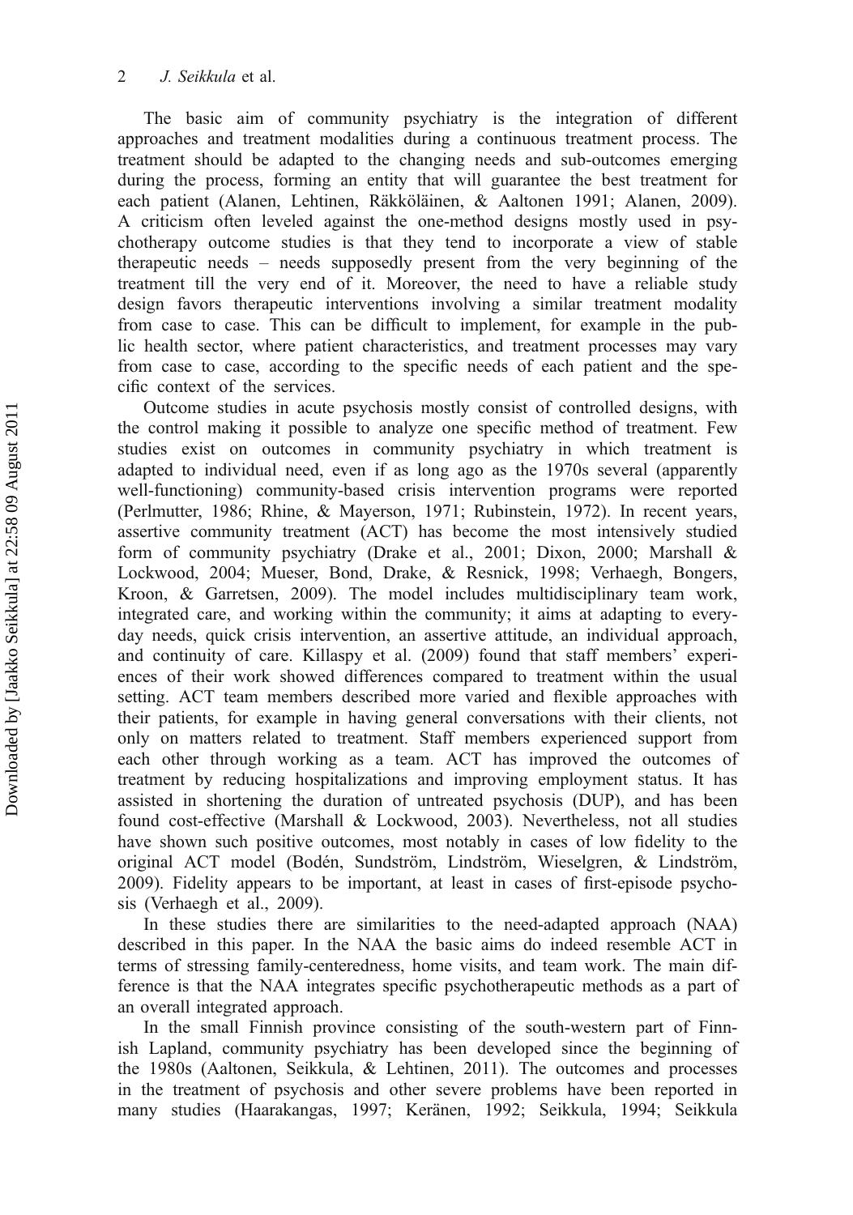The basic aim of community psychiatry is the integration of different approaches and treatment modalities during a continuous treatment process. The treatment should be adapted to the changing needs and sub-outcomes emerging during the process, forming an entity that will guarantee the best treatment for each patient (Alanen, Lehtinen, Räkköläinen, & Aaltonen 1991; Alanen, 2009). A criticism often leveled against the one-method designs mostly used in psychotherapy outcome studies is that they tend to incorporate a view of stable therapeutic needs – needs supposedly present from the very beginning of the treatment till the very end of it. Moreover, the need to have a reliable study design favors therapeutic interventions involving a similar treatment modality from case to case. This can be difficult to implement, for example in the public health sector, where patient characteristics, and treatment processes may vary from case to case, according to the specific needs of each patient and the specific context of the services.

Outcome studies in acute psychosis mostly consist of controlled designs, with the control making it possible to analyze one specific method of treatment. Few studies exist on outcomes in community psychiatry in which treatment is adapted to individual need, even if as long ago as the 1970s several (apparently well-functioning) community-based crisis intervention programs were reported (Perlmutter, 1986; Rhine, & Mayerson, 1971; Rubinstein, 1972). In recent years, assertive community treatment (ACT) has become the most intensively studied form of community psychiatry (Drake et al., 2001; Dixon, 2000; Marshall & Lockwood, 2004; Mueser, Bond, Drake, & Resnick, 1998; Verhaegh, Bongers, Kroon, & Garretsen, 2009). The model includes multidisciplinary team work, integrated care, and working within the community; it aims at adapting to everyday needs, quick crisis intervention, an assertive attitude, an individual approach, and continuity of care. Killaspy et al. (2009) found that staff members' experiences of their work showed differences compared to treatment within the usual setting. ACT team members described more varied and flexible approaches with their patients, for example in having general conversations with their clients, not only on matters related to treatment. Staff members experienced support from each other through working as a team. ACT has improved the outcomes of treatment by reducing hospitalizations and improving employment status. It has assisted in shortening the duration of untreated psychosis (DUP), and has been found cost-effective (Marshall & Lockwood, 2003). Nevertheless, not all studies have shown such positive outcomes, most notably in cases of low fidelity to the original ACT model (Bodén, Sundström, Lindström, Wieselgren, & Lindström, 2009). Fidelity appears to be important, at least in cases of first-episode psychosis (Verhaegh et al., 2009).

In these studies there are similarities to the need-adapted approach (NAA) described in this paper. In the NAA the basic aims do indeed resemble ACT in terms of stressing family-centeredness, home visits, and team work. The main difference is that the NAA integrates specific psychotherapeutic methods as a part of an overall integrated approach.

In the small Finnish province consisting of the south-western part of Finnish Lapland, community psychiatry has been developed since the beginning of the 1980s (Aaltonen, Seikkula, & Lehtinen, 2011). The outcomes and processes in the treatment of psychosis and other severe problems have been reported in many studies (Haarakangas, 1997; Keränen, 1992; Seikkula, 1994; Seikkula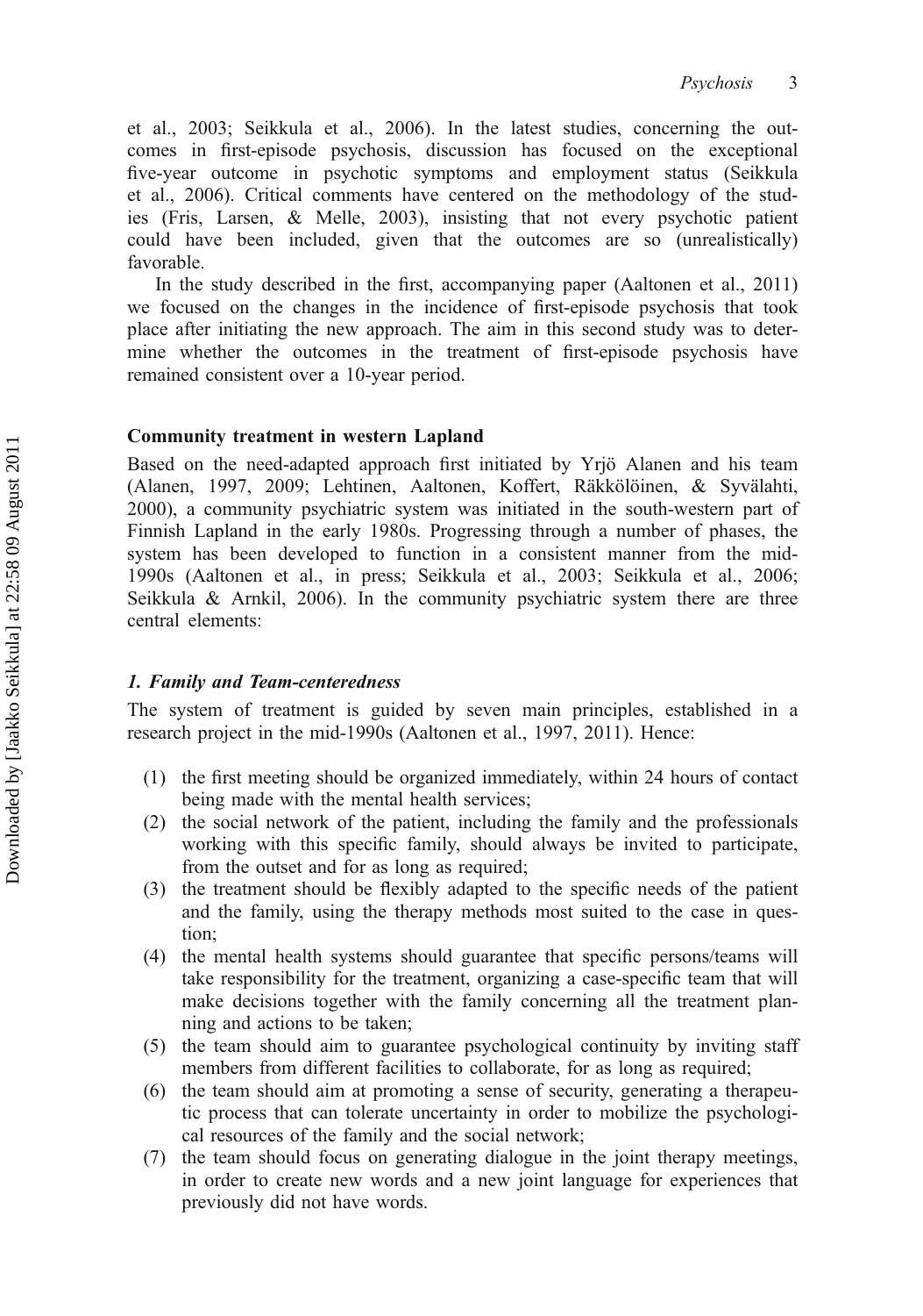et al., 2003; Seikkula et al., 2006). In the latest studies, concerning the outcomes in first-episode psychosis, discussion has focused on the exceptional five-year outcome in psychotic symptoms and employment status (Seikkula et al., 2006). Critical comments have centered on the methodology of the studies (Fris, Larsen, & Melle, 2003), insisting that not every psychotic patient could have been included, given that the outcomes are so (unrealistically) favorable.

In the study described in the first, accompanying paper (Aaltonen et al., 2011) we focused on the changes in the incidence of first-episode psychosis that took place after initiating the new approach. The aim in this second study was to determine whether the outcomes in the treatment of first-episode psychosis have remained consistent over a 10-year period.

### Community treatment in western Lapland

Based on the need-adapted approach first initiated by Yrjö Alanen and his team (Alanen, 1997, 2009; Lehtinen, Aaltonen, Koffert, Räkkölöinen, & Syvälahti, 2000), a community psychiatric system was initiated in the south-western part of Finnish Lapland in the early 1980s. Progressing through a number of phases, the system has been developed to function in a consistent manner from the mid-1990s (Aaltonen et al., in press; Seikkula et al., 2003; Seikkula et al., 2006; Seikkula & Arnkil, 2006). In the community psychiatric system there are three central elements:

#### *1. Family and Team-centeredness*

The system of treatment is guided by seven main principles, established in a research project in the mid-1990s (Aaltonen et al., 1997, 2011). Hence:

(1) the first meeting should be organized immediately, within 24 hours of contact being made with the mental health services;
(2) the social network of the patient, including the family and the professionals working with this specific family, should always be invited to participate, from the outset and for as long as required;
(3) the treatment should be flexibly adapted to the specific needs of the patient and the family, using the therapy methods most suited to the case in question;
(4) the mental health systems should guarantee that specific persons/teams will take responsibility for the treatment, organizing a case-specific team that will make decisions together with the family concerning all the treatment planning and actions to be taken;
(5) the team should aim to guarantee psychological continuity by inviting staff members from different facilities to collaborate, for as long as required;
(6) the team should aim at promoting a sense of security, generating a therapeutic process that can tolerate uncertainty in order to mobilize the psychological resources of the family and the social network;
(7) the team should focus on generating dialogue in the joint therapy meetings, in order to create new words and a new joint language for experiences that previously did not have words.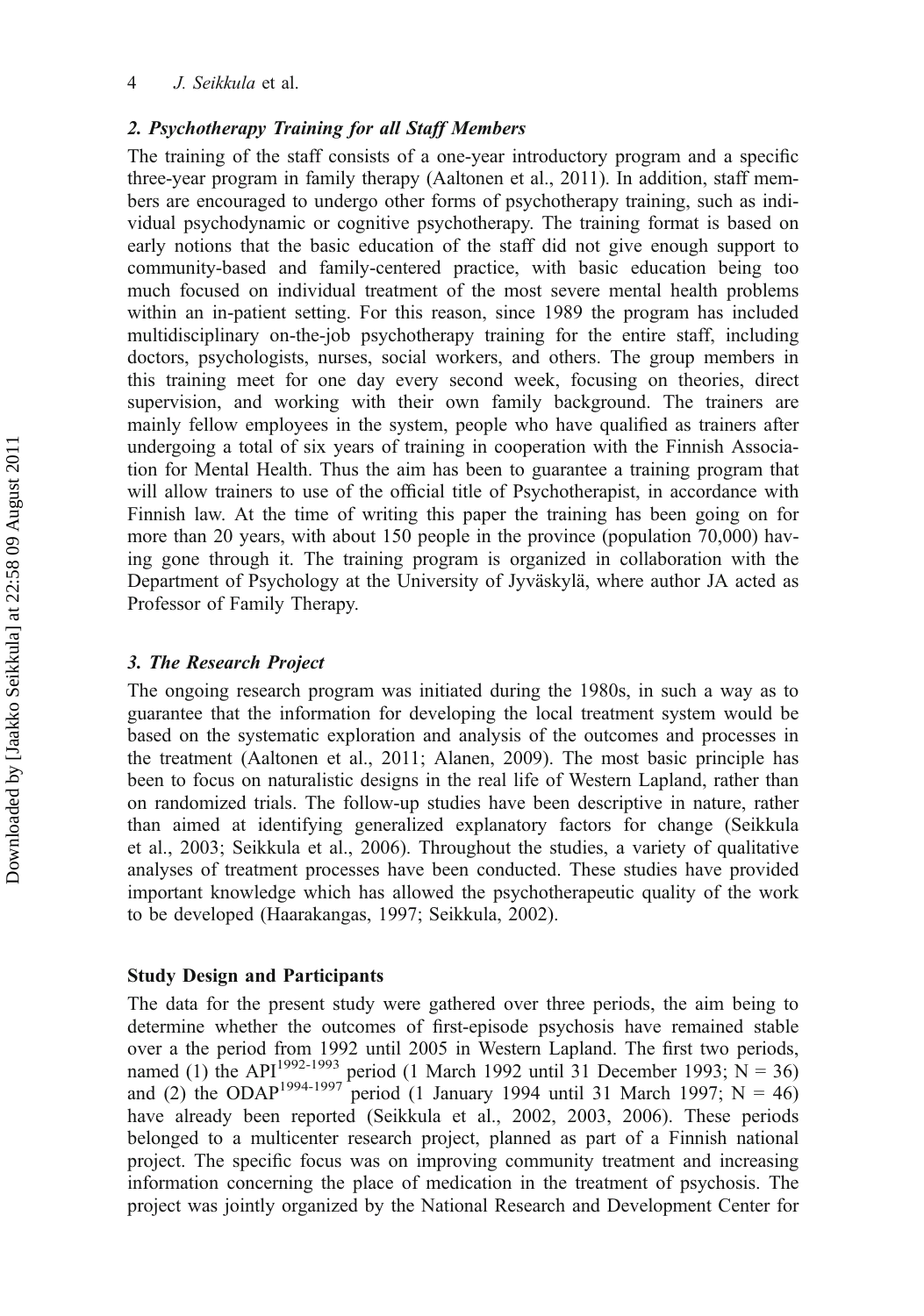### *2. Psychotherapy Training for all Staff Members*

The training of the staff consists of a one-year introductory program and a specific three-year program in family therapy (Aaltonen et al., 2011). In addition, staff members are encouraged to undergo other forms of psychotherapy training, such as individual psychodynamic or cognitive psychotherapy. The training format is based on early notions that the basic education of the staff did not give enough support to community-based and family-centered practice, with basic education being too much focused on individual treatment of the most severe mental health problems within an in-patient setting. For this reason, since 1989 the program has included multidisciplinary on-the-job psychotherapy training for the entire staff, including doctors, psychologists, nurses, social workers, and others. The group members in this training meet for one day every second week, focusing on theories, direct supervision, and working with their own family background. The trainers are mainly fellow employees in the system, people who have qualified as trainers after undergoing a total of six years of training in cooperation with the Finnish Association for Mental Health. Thus the aim has been to guarantee a training program that will allow trainers to use of the official title of Psychotherapist, in accordance with Finnish law. At the time of writing this paper the training has been going on for more than 20 years, with about 150 people in the province (population 70,000) having gone through it. The training program is organized in collaboration with the Department of Psychology at the University of Jyväskylä, where author JA acted as Professor of Family Therapy.

### *3. The Research Project*

The ongoing research program was initiated during the 1980s, in such a way as to guarantee that the information for developing the local treatment system would be based on the systematic exploration and analysis of the outcomes and processes in the treatment (Aaltonen et al., 2011; Alanen, 2009). The most basic principle has been to focus on naturalistic designs in the real life of Western Lapland, rather than on randomized trials. The follow-up studies have been descriptive in nature, rather than aimed at identifying generalized explanatory factors for change (Seikkula et al., 2003; Seikkula et al., 2006). Throughout the studies, a variety of qualitative analyses of treatment processes have been conducted. These studies have provided important knowledge which has allowed the psychotherapeutic quality of the work to be developed (Haarakangas, 1997; Seikkula, 2002).

## Study Design and Participants

The data for the present study were gathered over three periods, the aim being to determine whether the outcomes of first-episode psychosis have remained stable over a the period from 1992 until 2005 in Western Lapland. The first two periods, named (1) the API$^{1992\text{-}1993}$ period (1 March 1992 until 31 December 1993; N = 36) and (2) the ODAP$^{1994\text{-}1997}$ period (1 January 1994 until 31 March 1997; N = 46) have already been reported (Seikkula et al., 2002, 2003, 2006). These periods belonged to a multicenter research project, planned as part of a Finnish national project. The specific focus was on improving community treatment and increasing information concerning the place of medication in the treatment of psychosis. The project was jointly organized by the National Research and Development Center for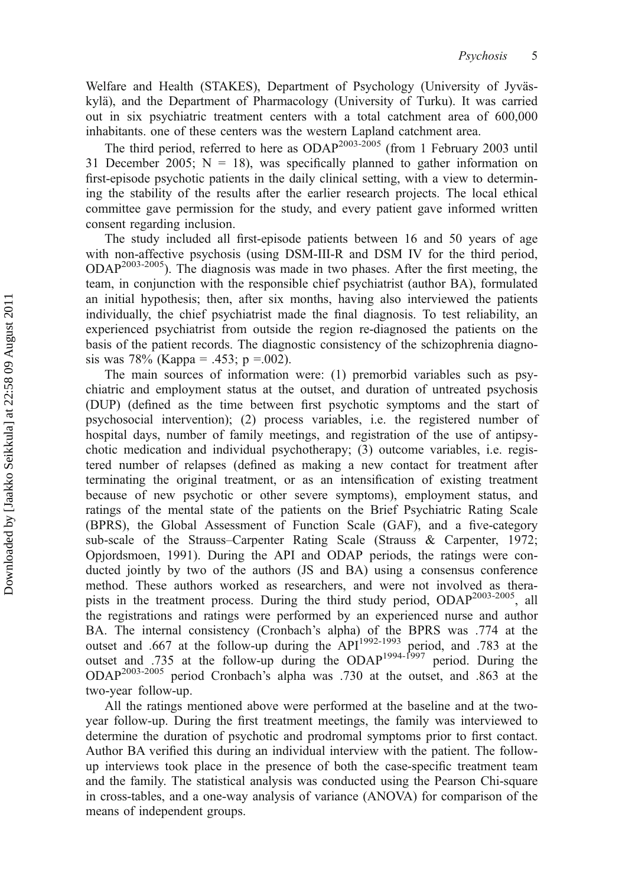Welfare and Health (STAKES), Department of Psychology (University of Jyväskylä), and the Department of Pharmacology (University of Turku). It was carried out in six psychiatric treatment centers with a total catchment area of 600,000 inhabitants. one of these centers was the western Lapland catchment area.

The third period, referred to here as ODAP$^{2003\text{-}2005}$ (from 1 February 2003 until 31 December 2005; N = 18), was specifically planned to gather information on first-episode psychotic patients in the daily clinical setting, with a view to determining the stability of the results after the earlier research projects. The local ethical committee gave permission for the study, and every patient gave informed written consent regarding inclusion.

The study included all first-episode patients between 16 and 50 years of age with non-affective psychosis (using DSM-III-R and DSM IV for the third period, ODAP$^{2003\text{-}2005}$). The diagnosis was made in two phases. After the first meeting, the team, in conjunction with the responsible chief psychiatrist (author BA), formulated an initial hypothesis; then, after six months, having also interviewed the patients individually, the chief psychiatrist made the final diagnosis. To test reliability, an experienced psychiatrist from outside the region re-diagnosed the patients on the basis of the patient records. The diagnostic consistency of the schizophrenia diagnosis was 78% (Kappa = .453; p =.002).

The main sources of information were: (1) premorbid variables such as psychiatric and employment status at the outset, and duration of untreated psychosis (DUP) (defined as the time between first psychotic symptoms and the start of psychosocial intervention); (2) process variables, i.e. the registered number of hospital days, number of family meetings, and registration of the use of antipsychotic medication and individual psychotherapy; (3) outcome variables, i.e. registered number of relapses (defined as making a new contact for treatment after terminating the original treatment, or as an intensification of existing treatment because of new psychotic or other severe symptoms), employment status, and ratings of the mental state of the patients on the Brief Psychiatric Rating Scale (BPRS), the Global Assessment of Function Scale (GAF), and a five-category sub-scale of the Strauss–Carpenter Rating Scale (Strauss & Carpenter, 1972; Opjordsmoen, 1991). During the API and ODAP periods, the ratings were conducted jointly by two of the authors (JS and BA) using a consensus conference method. These authors worked as researchers, and were not involved as therapists in the treatment process. During the third study period, ODAP$^{2003\text{-}2005}$, all the registrations and ratings were performed by an experienced nurse and author BA. The internal consistency (Cronbach's alpha) of the BPRS was .774 at the outset and .667 at the follow-up during the API$^{1992\text{-}1993}$ period, and .783 at the outset and .735 at the follow-up during the ODAP$^{1994\text{-}1997}$ period. During the ODAP$^{2003\text{-}2005}$ period Cronbach's alpha was .730 at the outset, and .863 at the two-year follow-up.

All the ratings mentioned above were performed at the baseline and at the two-year follow-up. During the first treatment meetings, the family was interviewed to determine the duration of psychotic and prodromal symptoms prior to first contact. Author BA verified this during an individual interview with the patient. The follow-up interviews took place in the presence of both the case-specific treatment team and the family. The statistical analysis was conducted using the Pearson Chi-square in cross-tables, and a one-way analysis of variance (ANOVA) for comparison of the means of independent groups.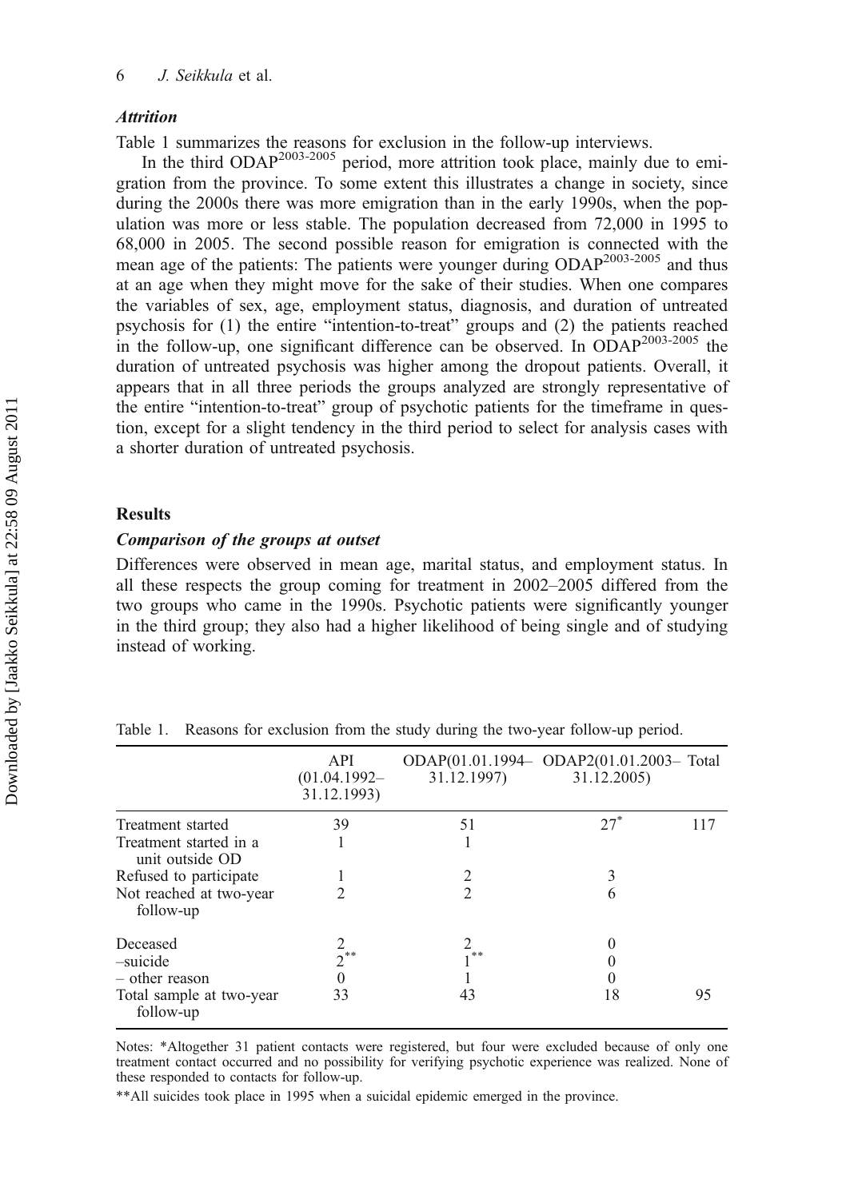### *Attrition*

Table 1 summarizes the reasons for exclusion in the follow-up interviews.

In the third ODAP$^{2003\text{-}2005}$ period, more attrition took place, mainly due to emigration from the province. To some extent this illustrates a change in society, since during the 2000s there was more emigration than in the early 1990s, when the population was more or less stable. The population decreased from 72,000 in 1995 to 68,000 in 2005. The second possible reason for emigration is connected with the mean age of the patients: The patients were younger during ODAP$^{2003\text{-}2005}$ and thus at an age when they might move for the sake of their studies. When one compares the variables of sex, age, employment status, diagnosis, and duration of untreated psychosis for (1) the entire "intention-to-treat" groups and (2) the patients reached in the follow-up, one significant difference can be observed. In ODAP$^{2003\text{-}2005}$ the duration of untreated psychosis was higher among the dropout patients. Overall, it appears that in all three periods the groups analyzed are strongly representative of the entire "intention-to-treat" group of psychotic patients for the timeframe in question, except for a slight tendency in the third period to select for analysis cases with a shorter duration of untreated psychosis.

## Results

### *Comparison of the groups at outset*

Differences were observed in mean age, marital status, and employment status. In all these respects the group coming for treatment in 2002–2005 differed from the two groups who came in the 1990s. Psychotic patients were significantly younger in the third group; they also had a higher likelihood of being single and of studying instead of working.

Table 1. Reasons for exclusion from the study during the two-year follow-up period.

| | API (01.04.1992–31.12.1993) | ODAP(01.01.1994–31.12.1997) | ODAP2(01.01.2003–31.12.2005) | Total |
|---|---|---|---|---|
| Treatment started | 39 | 51 | 27* | 117 |
| Treatment started in a unit outside OD | 1 | 1 | | |
| Refused to participate | 1 | 2 | 3 | |
| Not reached at two-year follow-up | 2 | 2 | 6 | |
| Deceased | 2 | 2 | 0 | |
| –suicide | 2** | 1** | 0 | |
| – other reason | 0 | 1 | 0 | |
| Total sample at two-year follow-up | 33 | 43 | 18 | 95 |

Notes: *Altogether 31 patient contacts were registered, but four were excluded because of only one treatment contact occurred and no possibility for verifying psychotic experience was realized. None of these responded to contacts for follow-up.

**All suicides took place in 1995 when a suicidal epidemic emerged in the province.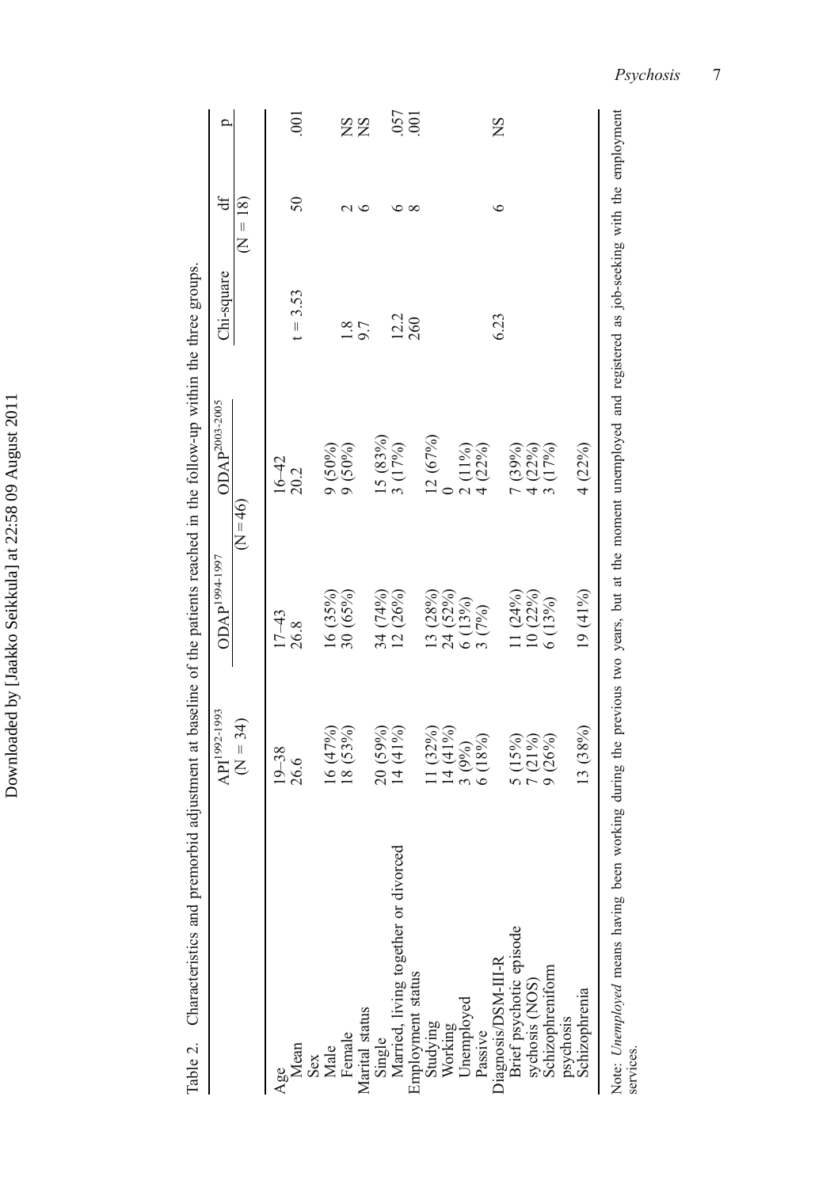Table 2. Characteristics and premorbid adjustment at baseline of the patients reached in the follow-up within the three groups.

| | API[1992-1993] (N = 34) | ODAP[1994-1997] (N = 46) | ODAP[2003-2005] (N = 18) | Chi-square | df | p |
|---|---|---|---|---|---|---|
| Age | 19–38 | 17–43 | 16–42 | | | |
| Mean | 26.6 | 26.8 | 20.2 | t = 3.53 | 50 | .001 |
| Sex | | | | | | |
| Male | 16 (47%) | 16 (35%) | 9 (50%) | | | |
| Female | 18 (53%) | 30 (65%) | 9 (50%) | 1.8 | 2 | NS |
| Marital status | | | | 9.7 | 6 | NS |
| Single | 20 (59%) | 34 (74%) | 15 (83%) | | | |
| Married, living together or divorced | 14 (41%) | 12 (26%) | 3 (17%) | 12.2 | 6 | .057 |
| Employment status | | | | 260 | 8 | .001 |
| Studying | 11 (32%) | 13 (28%) | 12 (67%) | | | |
| Working | 14 (41%) | 24 (52%) | 0 | | | |
| Unemployed | 3 (9%) | 6 (13%) | 2 (11%) | | | |
| Passive | 6 (18%) | 3 (7%) | 4 (22%) | | | |
| Diagnosis/DSM-III-R | | | | 6.23 | 6 | NS |
| Brief psychotic episode | 5 (15%) | 11 (24%) | 7 (39%) | | | |
| sychosis (NOS) | 7 (21%) | 10 (22%) | 4 (22%) | | | |
| Schizophreniform psychosis | 9 (26%) | 6 (13%) | 3 (17%) | | | |
| Schizophrenia | 13 (38%) | 19 (41%) | 4 (22%) | | | |

Note: *Unemployed* means having been working during the previous two years, but at the moment unemployed and registered as job-seeking with the employment services.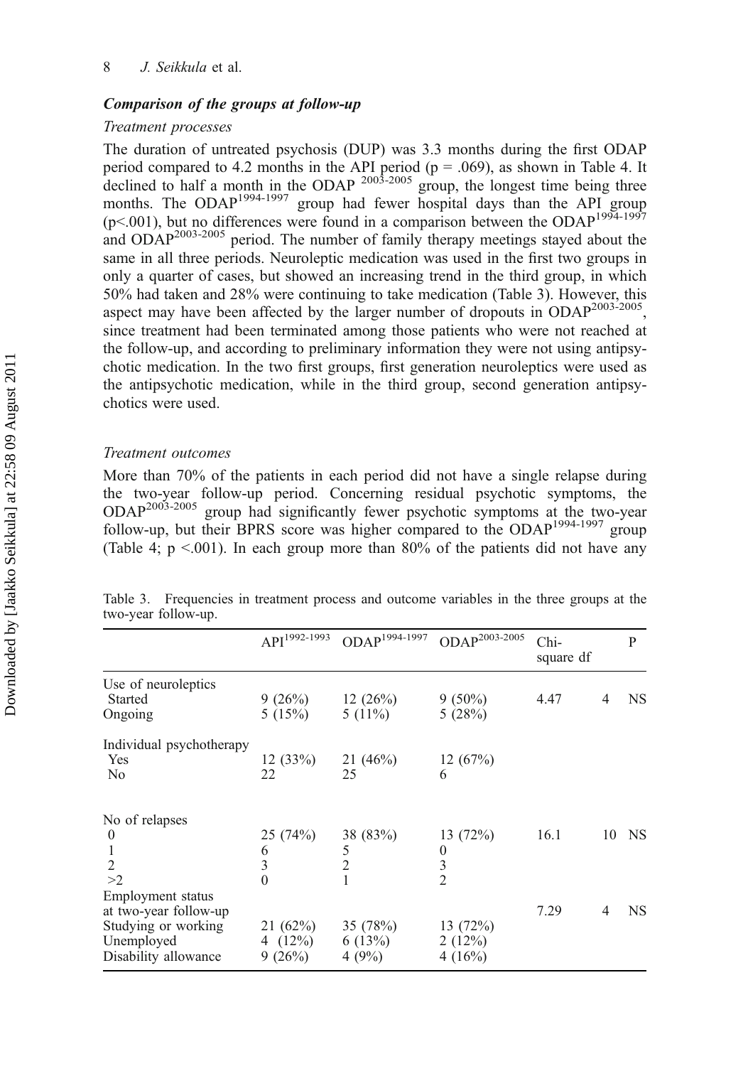### *Comparison of the groups at follow-up*

*Treatment processes*

The duration of untreated psychosis (DUP) was 3.3 months during the first ODAP period compared to 4.2 months in the API period ($p = .069$), as shown in Table 4. It declined to half a month in the ODAP $^{2003\text{-}2005}$ group, the longest time being three months. The ODAP$^{1994\text{-}1997}$ group had fewer hospital days than the API group ($p<.001$), but no differences were found in a comparison between the ODAP$^{1994\text{-}1997}$ and ODAP$^{2003\text{-}2005}$ period. The number of family therapy meetings stayed about the same in all three periods. Neuroleptic medication was used in the first two groups in only a quarter of cases, but showed an increasing trend in the third group, in which 50% had taken and 28% were continuing to take medication (Table 3). However, this aspect may have been affected by the larger number of dropouts in ODAP$^{2003\text{-}2005}$, since treatment had been terminated among those patients who were not reached at the follow-up, and according to preliminary information they were not using antipsychotic medication. In the two first groups, first generation neuroleptics were used as the antipsychotic medication, while in the third group, second generation antipsychotics were used.

*Treatment outcomes*

More than 70% of the patients in each period did not have a single relapse during the two-year follow-up period. Concerning residual psychotic symptoms, the ODAP$^{2003\text{-}2005}$ group had significantly fewer psychotic symptoms at the two-year follow-up, but their BPRS score was higher compared to the ODAP$^{1994\text{-}1997}$ group (Table 4; $p <.001$). In each group more than 80% of the patients did not have any

Table 3. Frequencies in treatment process and outcome variables in the three groups at the two-year follow-up.

| | API$^{1992\text{-}1993}$ | ODAP$^{1994\text{-}1997}$ | ODAP$^{2003\text{-}2005}$ | Chi-square | df | P |
|---|---|---|---|---|---|---|
| Use of neuroleptics | | | | | | |
| Started | 9 (26%) | 12 (26%) | 9 (50%) | 4.47 | 4 | NS |
| Ongoing | 5 (15%) | 5 (11%) | 5 (28%) | | | |
| Individual psychotherapy | | | | | | |
| Yes | 12 (33%) | 21 (46%) | 12 (67%) | | | |
| No | 22 | 25 | 6 | | | |
| No of relapses | | | | | | |
| 0 | 25 (74%) | 38 (83%) | 13 (72%) | 16.1 | 10 | NS |
| 1 | 6 | 5 | 0 | | | |
| 2 | 3 | 2 | 3 | | | |
| >2 | 0 | 1 | 2 | | | |
| Employment status at two-year follow-up | | | | 7.29 | 4 | NS |
| Studying or working | 21 (62%) | 35 (78%) | 13 (72%) | | | |
| Unemployed | 4 (12%) | 6 (13%) | 2 (12%) | | | |
| Disability allowance | 9 (26%) | 4 (9%) | 4 (16%) | | | |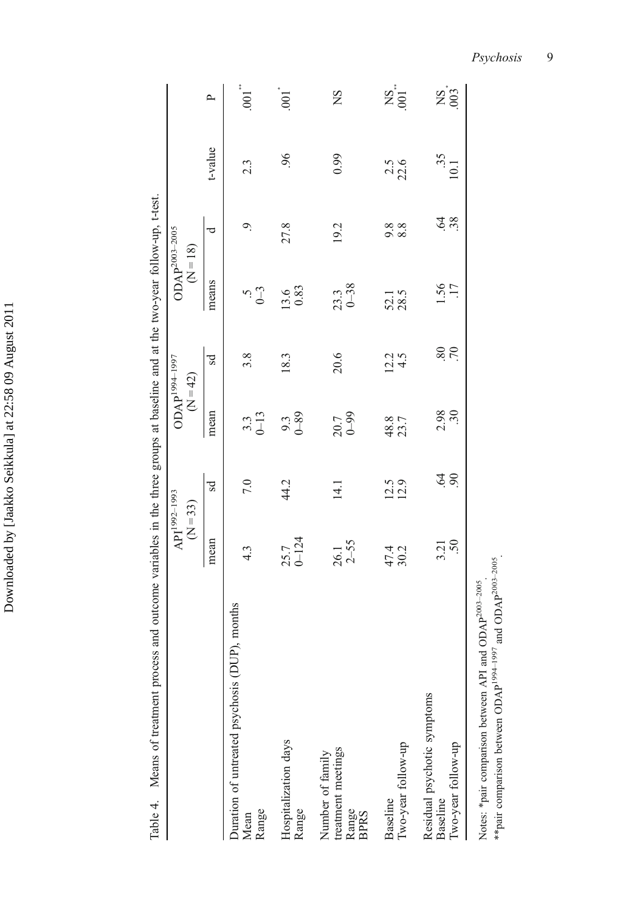Table 4. Means of treatment process and outcome variables in the three groups at baseline and at the two-year follow-up, t-test.

| | API$^{1992–1993}$ (N = 33) | | ODAP$^{1994–1997}$ (N = 42) | | ODAP$^{2003–2005}$ (N = 18) | | | |
|---|---|---|---|---|---|---|---|---|
| | mean | sd | mean | sd | means | d | t-value | P |
| Duration of untreated psychosis (DUP), months | | | | | | | | |
| Mean | 4.3 | 7.0 | 3.3 | 3.8 | .5 | .9 | 2.3 | .001** |
| Range | | | 0–13 | | 0–3 | | | |
| Hospitalization days | 25.7 | 44.2 | 9.3 | 18.3 | 13.6 | 27.8 | .96 | .001* |
| Range | 0–124 | | 0–89 | | 0.83 | | | |
| Number of family treatment meetings | 26.1 | 14.1 | 20.7 | 20.6 | 23.3 | 19.2 | 0.99 | NS |
| Range | 2–55 | | 0–99 | | 0–38 | | | |
| BPRS | | | | | | | | |
| Baseline | 47.4 | 12.5 | 48.8 | 12.2 | 52.1 | 9.8 | 2.5 | NS |
| Two-year follow-up | 30.2 | 12.9 | 23.7 | 4.5 | 28.5 | 8.8 | 22.6 | .001** |
| Residual psychotic symptoms | | | | | | | | |
| Baseline | 3.21 | .64 | 2.98 | .80 | 1.56 | .64 | .35 | NS |
| Two-year follow-up | .50 | .90 | .30 | .70 | .17 | .38 | 10.1 | .003* |

Notes: *pair comparison between API and ODAP$^{2003–2005}$.
**pair comparison between ODAP$^{1994–1997}$ and ODAP$^{2003–2005}$.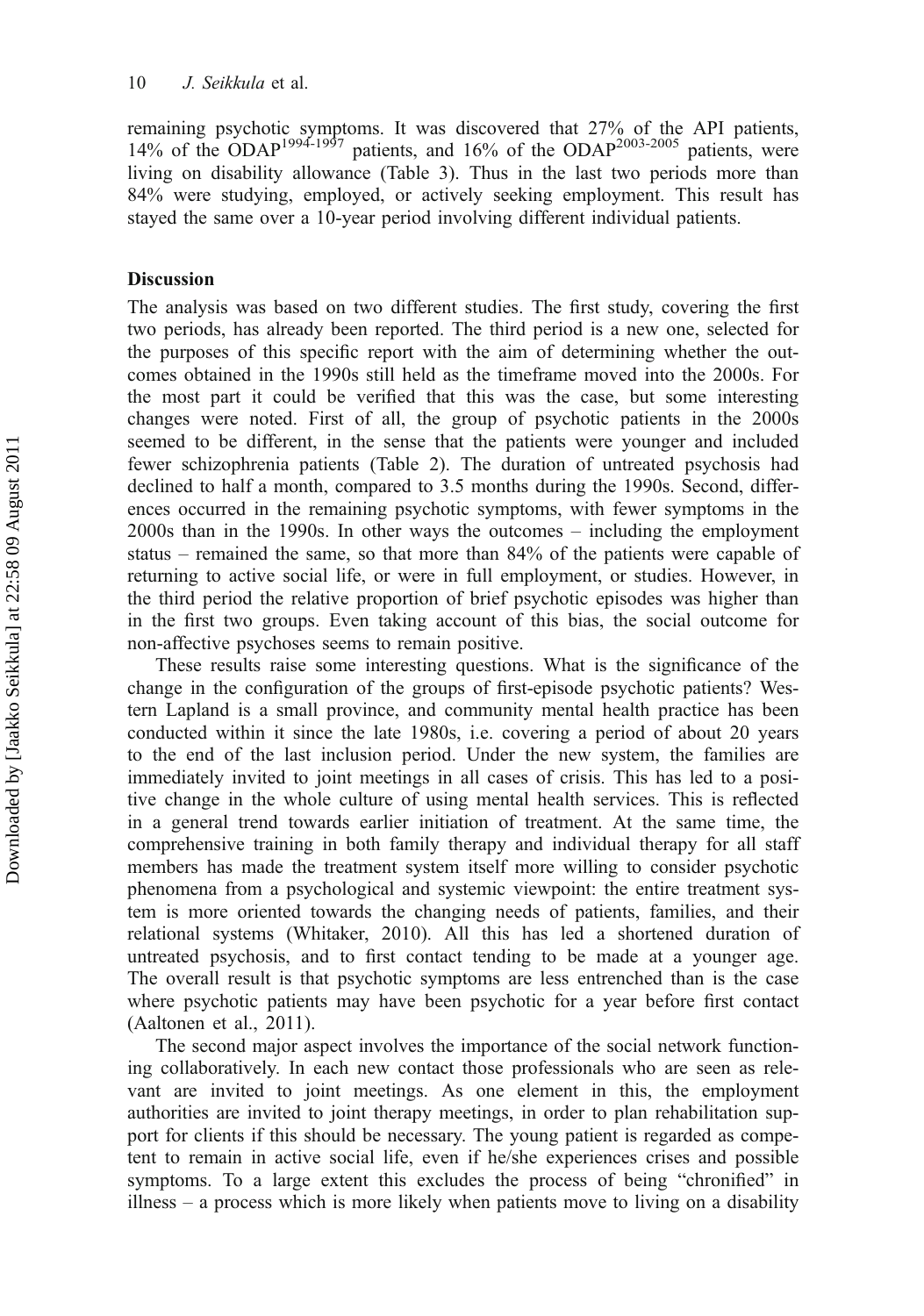remaining psychotic symptoms. It was discovered that 27% of the API patients, 14% of the ODAP$^{1994\text{-}1997}$ patients, and 16% of the ODAP$^{2003\text{-}2005}$ patients, were living on disability allowance (Table 3). Thus in the last two periods more than 84% were studying, employed, or actively seeking employment. This result has stayed the same over a 10-year period involving different individual patients.

## Discussion

The analysis was based on two different studies. The first study, covering the first two periods, has already been reported. The third period is a new one, selected for the purposes of this specific report with the aim of determining whether the outcomes obtained in the 1990s still held as the timeframe moved into the 2000s. For the most part it could be verified that this was the case, but some interesting changes were noted. First of all, the group of psychotic patients in the 2000s seemed to be different, in the sense that the patients were younger and included fewer schizophrenia patients (Table 2). The duration of untreated psychosis had declined to half a month, compared to 3.5 months during the 1990s. Second, differences occurred in the remaining psychotic symptoms, with fewer symptoms in the 2000s than in the 1990s. In other ways the outcomes – including the employment status – remained the same, so that more than 84% of the patients were capable of returning to active social life, or were in full employment, or studies. However, in the third period the relative proportion of brief psychotic episodes was higher than in the first two groups. Even taking account of this bias, the social outcome for non-affective psychoses seems to remain positive.

These results raise some interesting questions. What is the significance of the change in the configuration of the groups of first-episode psychotic patients? Western Lapland is a small province, and community mental health practice has been conducted within it since the late 1980s, i.e. covering a period of about 20 years to the end of the last inclusion period. Under the new system, the families are immediately invited to joint meetings in all cases of crisis. This has led to a positive change in the whole culture of using mental health services. This is reflected in a general trend towards earlier initiation of treatment. At the same time, the comprehensive training in both family therapy and individual therapy for all staff members has made the treatment system itself more willing to consider psychotic phenomena from a psychological and systemic viewpoint: the entire treatment system is more oriented towards the changing needs of patients, families, and their relational systems (Whitaker, 2010). All this has led a shortened duration of untreated psychosis, and to first contact tending to be made at a younger age. The overall result is that psychotic symptoms are less entrenched than is the case where psychotic patients may have been psychotic for a year before first contact (Aaltonen et al., 2011).

The second major aspect involves the importance of the social network functioning collaboratively. In each new contact those professionals who are seen as relevant are invited to joint meetings. As one element in this, the employment authorities are invited to joint therapy meetings, in order to plan rehabilitation support for clients if this should be necessary. The young patient is regarded as competent to remain in active social life, even if he/she experiences crises and possible symptoms. To a large extent this excludes the process of being "chronified" in illness – a process which is more likely when patients move to living on a disability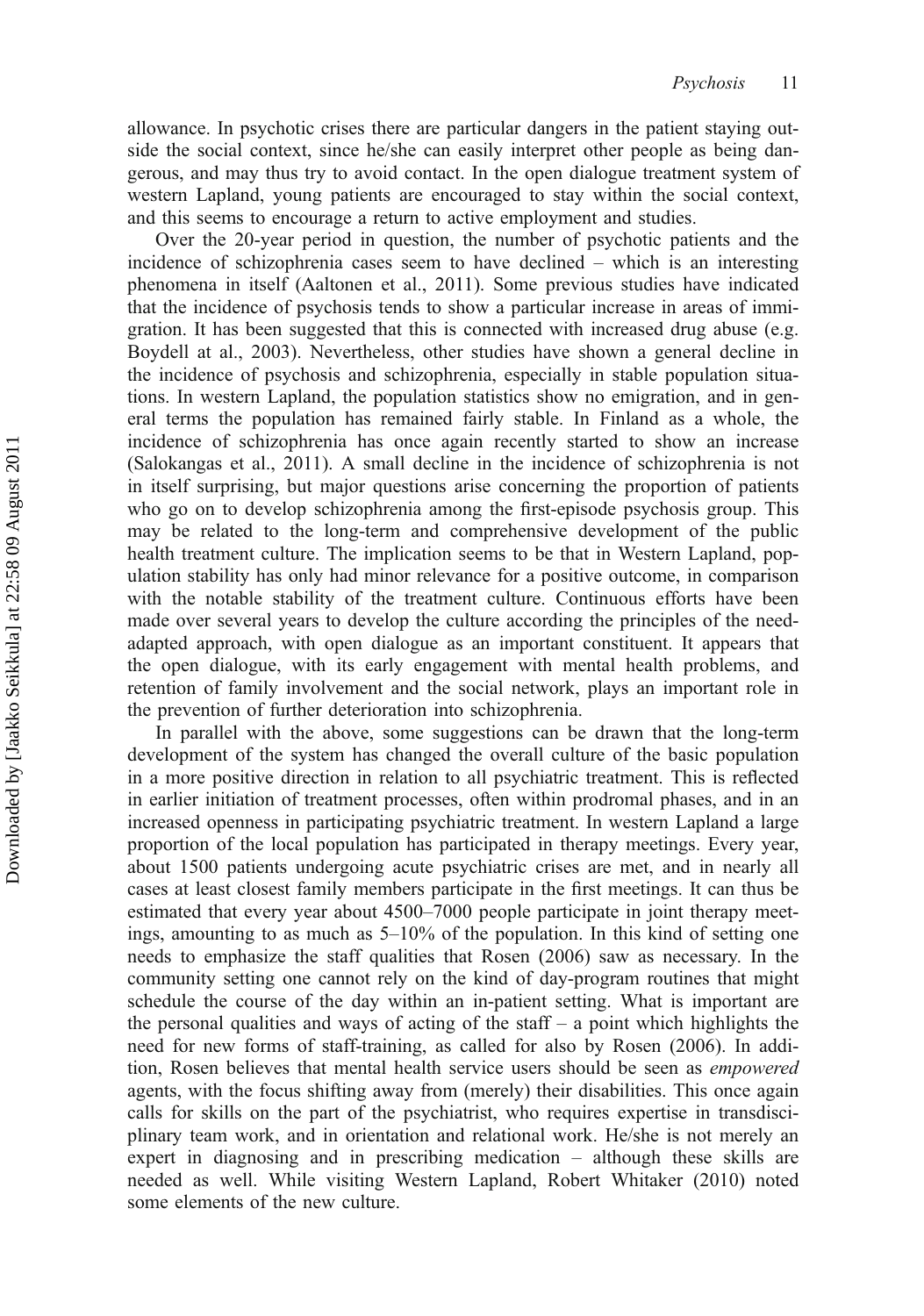allowance. In psychotic crises there are particular dangers in the patient staying outside the social context, since he/she can easily interpret other people as being dangerous, and may thus try to avoid contact. In the open dialogue treatment system of western Lapland, young patients are encouraged to stay within the social context, and this seems to encourage a return to active employment and studies.

Over the 20-year period in question, the number of psychotic patients and the incidence of schizophrenia cases seem to have declined – which is an interesting phenomena in itself (Aaltonen et al., 2011). Some previous studies have indicated that the incidence of psychosis tends to show a particular increase in areas of immigration. It has been suggested that this is connected with increased drug abuse (e.g. Boydell at al., 2003). Nevertheless, other studies have shown a general decline in the incidence of psychosis and schizophrenia, especially in stable population situations. In western Lapland, the population statistics show no emigration, and in general terms the population has remained fairly stable. In Finland as a whole, the incidence of schizophrenia has once again recently started to show an increase (Salokangas et al., 2011). A small decline in the incidence of schizophrenia is not in itself surprising, but major questions arise concerning the proportion of patients who go on to develop schizophrenia among the first-episode psychosis group. This may be related to the long-term and comprehensive development of the public health treatment culture. The implication seems to be that in Western Lapland, population stability has only had minor relevance for a positive outcome, in comparison with the notable stability of the treatment culture. Continuous efforts have been made over several years to develop the culture according the principles of the need-adapted approach, with open dialogue as an important constituent. It appears that the open dialogue, with its early engagement with mental health problems, and retention of family involvement and the social network, plays an important role in the prevention of further deterioration into schizophrenia.

In parallel with the above, some suggestions can be drawn that the long-term development of the system has changed the overall culture of the basic population in a more positive direction in relation to all psychiatric treatment. This is reflected in earlier initiation of treatment processes, often within prodromal phases, and in an increased openness in participating psychiatric treatment. In western Lapland a large proportion of the local population has participated in therapy meetings. Every year, about 1500 patients undergoing acute psychiatric crises are met, and in nearly all cases at least closest family members participate in the first meetings. It can thus be estimated that every year about 4500–7000 people participate in joint therapy meetings, amounting to as much as 5–10% of the population. In this kind of setting one needs to emphasize the staff qualities that Rosen (2006) saw as necessary. In the community setting one cannot rely on the kind of day-program routines that might schedule the course of the day within an in-patient setting. What is important are the personal qualities and ways of acting of the staff – a point which highlights the need for new forms of staff-training, as called for also by Rosen (2006). In addition, Rosen believes that mental health service users should be seen as *empowered* agents, with the focus shifting away from (merely) their disabilities. This once again calls for skills on the part of the psychiatrist, who requires expertise in transdisciplinary team work, and in orientation and relational work. He/she is not merely an expert in diagnosing and in prescribing medication – although these skills are needed as well. While visiting Western Lapland, Robert Whitaker (2010) noted some elements of the new culture.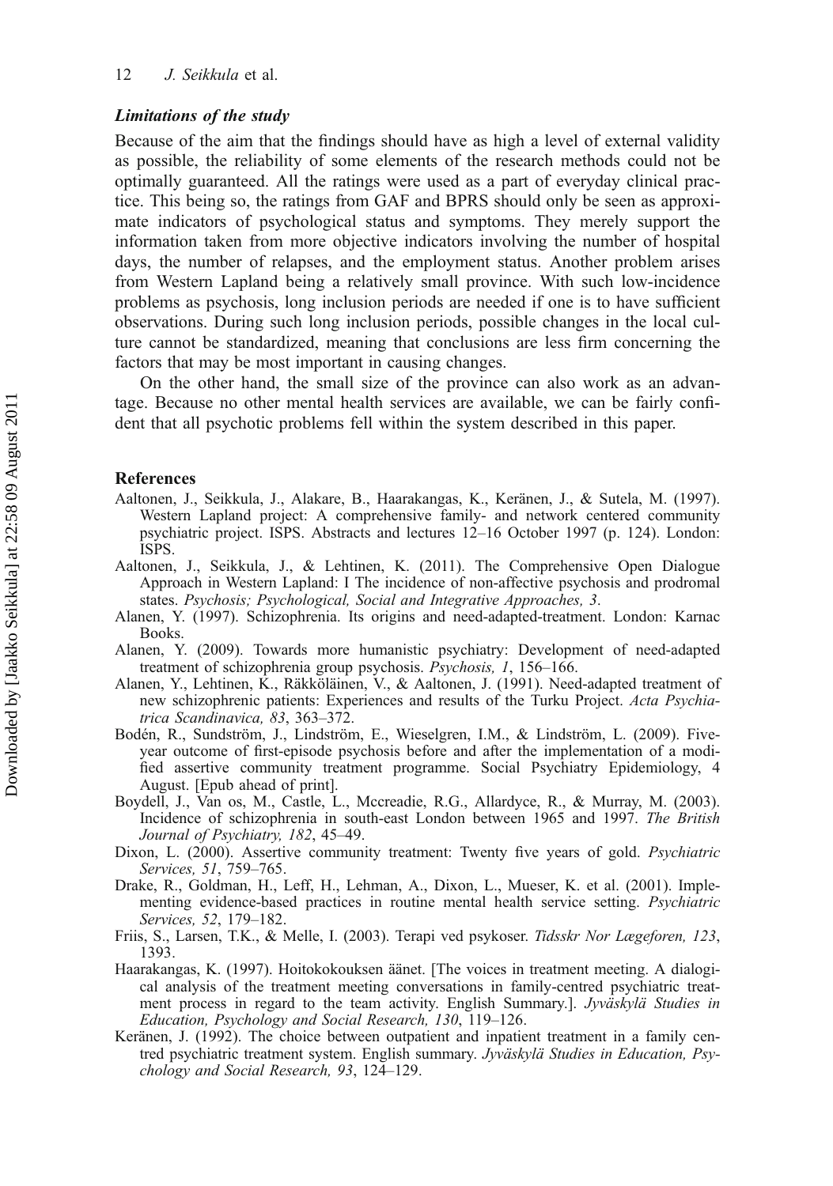### *Limitations of the study*

Because of the aim that the findings should have as high a level of external validity as possible, the reliability of some elements of the research methods could not be optimally guaranteed. All the ratings were used as a part of everyday clinical practice. This being so, the ratings from GAF and BPRS should only be seen as approximate indicators of psychological status and symptoms. They merely support the information taken from more objective indicators involving the number of hospital days, the number of relapses, and the employment status. Another problem arises from Western Lapland being a relatively small province. With such low-incidence problems as psychosis, long inclusion periods are needed if one is to have sufficient observations. During such long inclusion periods, possible changes in the local culture cannot be standardized, meaning that conclusions are less firm concerning the factors that may be most important in causing changes.

On the other hand, the small size of the province can also work as an advantage. Because no other mental health services are available, we can be fairly confident that all psychotic problems fell within the system described in this paper.

## References

Aaltonen, J., Seikkula, J., Alakare, B., Haarakangas, K., Keränen, J., & Sutela, M. (1997). Western Lapland project: A comprehensive family- and network centered community psychiatric project. ISPS. Abstracts and lectures 12–16 October 1997 (p. 124). London: ISPS.

Aaltonen, J., Seikkula, J., & Lehtinen, K. (2011). The Comprehensive Open Dialogue Approach in Western Lapland: I The incidence of non-affective psychosis and prodromal states. *Psychosis; Psychological, Social and Integrative Approaches, 3*.

Alanen, Y. (1997). Schizophrenia. Its origins and need-adapted-treatment. London: Karnac Books.

Alanen, Y. (2009). Towards more humanistic psychiatry: Development of need-adapted treatment of schizophrenia group psychosis. *Psychosis, 1*, 156–166.

Alanen, Y., Lehtinen, K., Räkköläinen, V., & Aaltonen, J. (1991). Need-adapted treatment of new schizophrenic patients: Experiences and results of the Turku Project. *Acta Psychiatrica Scandinavica, 83*, 363–372.

Bodén, R., Sundström, J., Lindström, E., Wieselgren, I.M., & Lindström, L. (2009). Five-year outcome of first-episode psychosis before and after the implementation of a modified assertive community treatment programme. Social Psychiatry Epidemiology, 4 August. [Epub ahead of print].

Boydell, J., Van os, M., Castle, L., Mccreadie, R.G., Allardyce, R., & Murray, M. (2003). Incidence of schizophrenia in south-east London between 1965 and 1997. *The British Journal of Psychiatry, 182*, 45–49.

Dixon, L. (2000). Assertive community treatment: Twenty five years of gold. *Psychiatric Services, 51*, 759–765.

Drake, R., Goldman, H., Leff, H., Lehman, A., Dixon, L., Mueser, K. et al. (2001). Implementing evidence-based practices in routine mental health service setting. *Psychiatric Services, 52*, 179–182.

Friis, S., Larsen, T.K., & Melle, I. (2003). Terapi ved psykoser. *Tidsskr Nor Lægeforen, 123*, 1393.

Haarakangas, K. (1997). Hoitokokouksen äänet. [The voices in treatment meeting. A dialogical analysis of the treatment meeting conversations in family-centred psychiatric treatment process in regard to the team activity. English Summary.]. *Jyväskylä Studies in Education, Psychology and Social Research, 130*, 119–126.

Keränen, J. (1992). The choice between outpatient and inpatient treatment in a family centred psychiatric treatment system. English summary. *Jyväskylä Studies in Education, Psychology and Social Research, 93*, 124–129.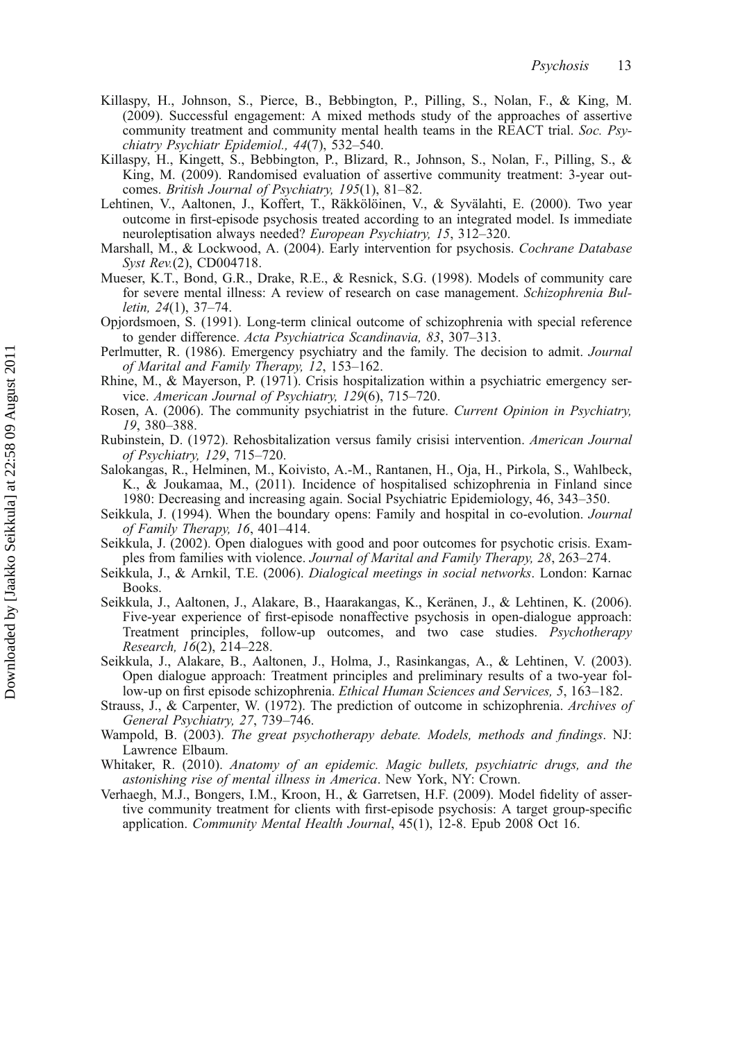Killaspy, H., Johnson, S., Pierce, B., Bebbington, P., Pilling, S., Nolan, F., & King, M. (2009). Successful engagement: A mixed methods study of the approaches of assertive community treatment and community mental health teams in the REACT trial. *Soc. Psychiatry Psychiatr Epidemiol., 44*(7), 532–540.

Killaspy, H., Kingett, S., Bebbington, P., Blizard, R., Johnson, S., Nolan, F., Pilling, S., & King, M. (2009). Randomised evaluation of assertive community treatment: 3-year outcomes. *British Journal of Psychiatry, 195*(1), 81–82.

Lehtinen, V., Aaltonen, J., Koffert, T., Räkkölöinen, V., & Syvälahti, E. (2000). Two year outcome in first-episode psychosis treated according to an integrated model. Is immediate neuroleptisation always needed? *European Psychiatry, 15*, 312–320.

Marshall, M., & Lockwood, A. (2004). Early intervention for psychosis. *Cochrane Database Syst Rev.*(2), CD004718.

Mueser, K.T., Bond, G.R., Drake, R.E., & Resnick, S.G. (1998). Models of community care for severe mental illness: A review of research on case management. *Schizophrenia Bulletin, 24*(1), 37–74.

Opjordsmoen, S. (1991). Long-term clinical outcome of schizophrenia with special reference to gender difference. *Acta Psychiatrica Scandinavia, 83*, 307–313.

Perlmutter, R. (1986). Emergency psychiatry and the family. The decision to admit. *Journal of Marital and Family Therapy, 12*, 153–162.

Rhine, M., & Mayerson, P. (1971). Crisis hospitalization within a psychiatric emergency service. *American Journal of Psychiatry, 129*(6), 715–720.

Rosen, A. (2006). The community psychiatrist in the future. *Current Opinion in Psychiatry, 19*, 380–388.

Rubinstein, D. (1972). Rehosbitalization versus family crisisi intervention. *American Journal of Psychiatry, 129*, 715–720.

Salokangas, R., Helminen, M., Koivisto, A.-M., Rantanen, H., Oja, H., Pirkola, S., Wahlbeck, K., & Joukamaa, M., (2011). Incidence of hospitalised schizophrenia in Finland since 1980: Decreasing and increasing again. Social Psychiatric Epidemiology, 46, 343–350.

Seikkula, J. (1994). When the boundary opens: Family and hospital in co-evolution. *Journal of Family Therapy, 16*, 401–414.

Seikkula, J. (2002). Open dialogues with good and poor outcomes for psychotic crisis. Examples from families with violence. *Journal of Marital and Family Therapy, 28*, 263–274.

Seikkula, J., & Arnkil, T.E. (2006). *Dialogical meetings in social networks*. London: Karnac Books.

Seikkula, J., Aaltonen, J., Alakare, B., Haarakangas, K., Keränen, J., & Lehtinen, K. (2006). Five-year experience of first-episode nonaffective psychosis in open-dialogue approach: Treatment principles, follow-up outcomes, and two case studies. *Psychotherapy Research, 16*(2), 214–228.

Seikkula, J., Alakare, B., Aaltonen, J., Holma, J., Rasinkangas, A., & Lehtinen, V. (2003). Open dialogue approach: Treatment principles and preliminary results of a two-year follow-up on first episode schizophrenia. *Ethical Human Sciences and Services, 5*, 163–182.

Strauss, J., & Carpenter, W. (1972). The prediction of outcome in schizophrenia. *Archives of General Psychiatry, 27*, 739–746.

Wampold, B. (2003). *The great psychotherapy debate. Models, methods and findings*. NJ: Lawrence Elbaum.

Whitaker, R. (2010). *Anatomy of an epidemic. Magic bullets, psychiatric drugs, and the astonishing rise of mental illness in America*. New York, NY: Crown.

Verhaegh, M.J., Bongers, I.M., Kroon, H., & Garretsen, H.F. (2009). Model fidelity of assertive community treatment for clients with first-episode psychosis: A target group-specific application. *Community Mental Health Journal*, 45(1), 12-8. Epub 2008 Oct 16.